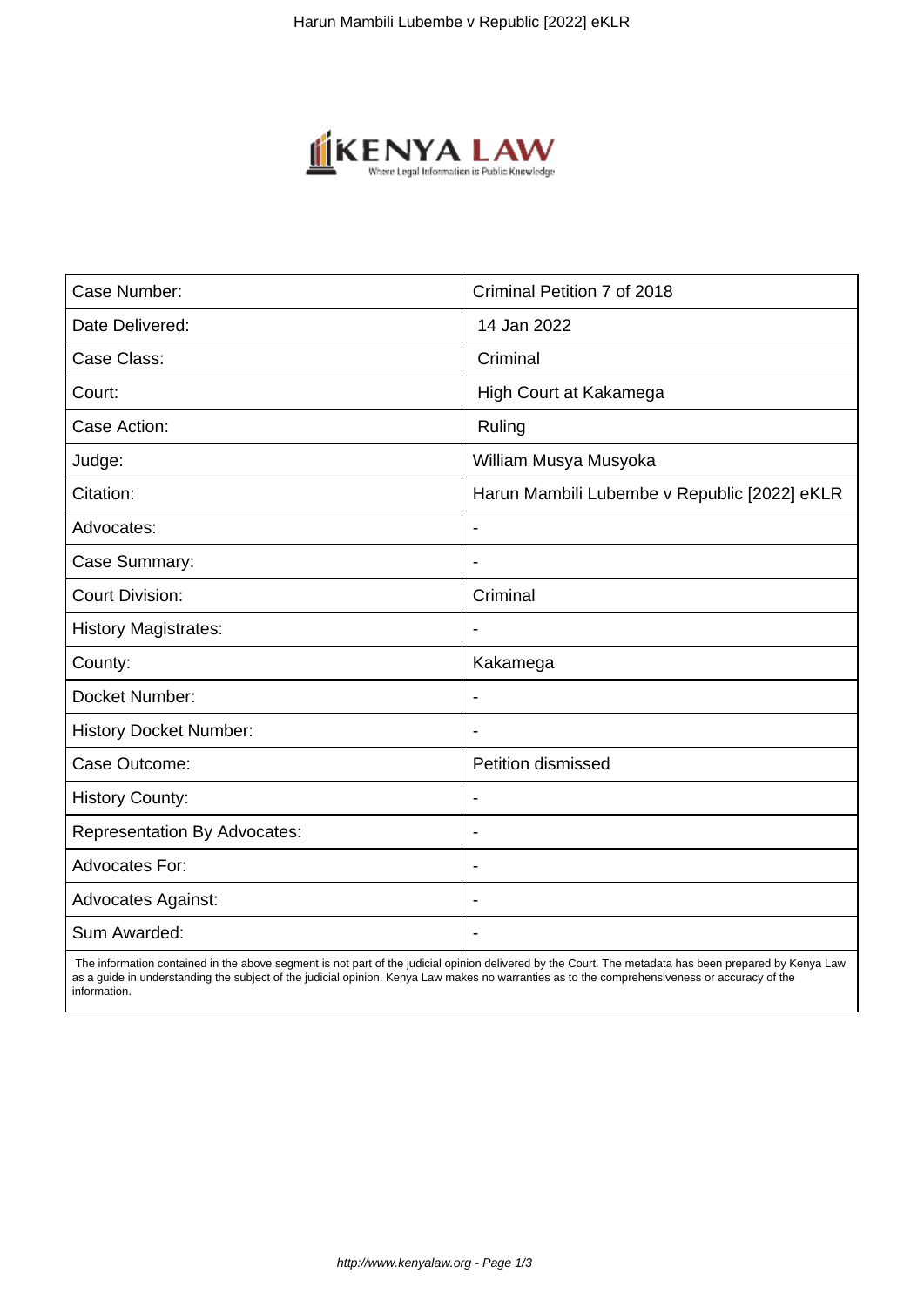| | |
|---|---|
| Case Number: | Criminal Petition 7 of 2018 |
| Date Delivered: | 14 Jan 2022 |
| Case Class: | Criminal |
| Court: | High Court at Kakamega |
| Case Action: | Ruling |
| Judge: | William Musya Musyoka |
| Citation: | Harun Mambili Lubembe v Republic [2022] eKLR |
| Advocates: | - |
| Case Summary: | - |
| Court Division: | Criminal |
| History Magistrates: | - |
| County: | Kakamega |
| Docket Number: | - |
| History Docket Number: | - |
| Case Outcome: | Petition dismissed |
| History County: | - |
| Representation By Advocates: | - |
| Advocates For: | - |
| Advocates Against: | - |
| Sum Awarded: | - |

The information contained in the above segment is not part of the judicial opinion delivered by the Court. The metadata has been prepared by Kenya Law as a guide in understanding the subject of the judicial opinion. Kenya Law makes no warranties as to the comprehensiveness or accuracy of the information.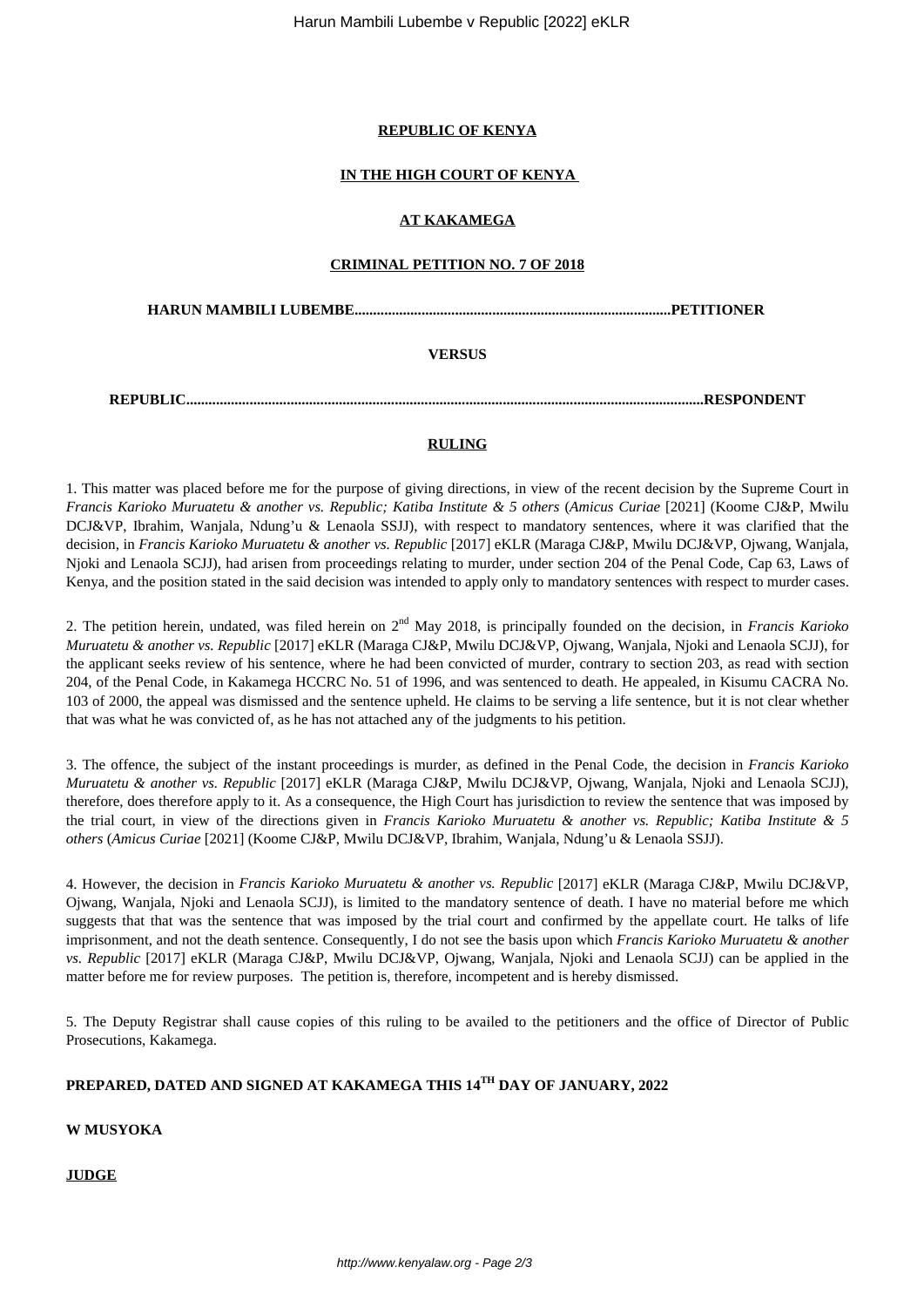**REPUBLIC OF KENYA**

**IN THE HIGH COURT OF KENYA**

**AT KAKAMEGA**

**CRIMINAL PETITION NO. 7 OF 2018**

**HARUN MAMBILI LUBEMBE....................................................................................PETITIONER**

**VERSUS**

**REPUBLIC..........................................................................................................................................RESPONDENT**

**RULING**

1. This matter was placed before me for the purpose of giving directions, in view of the recent decision by the Supreme Court in *Francis Karioko Muruatetu & another vs. Republic; Katiba Institute & 5 others* (*Amicus Curiae* [2021] (Koome CJ&P, Mwilu DCJ&VP, Ibrahim, Wanjala, Ndung'u & Lenaola SSJJ), with respect to mandatory sentences, where it was clarified that the decision, in *Francis Karioko Muruatetu & another vs. Republic* [2017] eKLR (Maraga CJ&P, Mwilu DCJ&VP, Ojwang, Wanjala, Njoki and Lenaola SCJJ), had arisen from proceedings relating to murder, under section 204 of the Penal Code, Cap 63, Laws of Kenya, and the position stated in the said decision was intended to apply only to mandatory sentences with respect to murder cases.

2. The petition herein, undated, was filed herein on 2nd May 2018, is principally founded on the decision, in *Francis Karioko Muruatetu & another vs. Republic* [2017] eKLR (Maraga CJ&P, Mwilu DCJ&VP, Ojwang, Wanjala, Njoki and Lenaola SCJJ), for the applicant seeks review of his sentence, where he had been convicted of murder, contrary to section 203, as read with section 204, of the Penal Code, in Kakamega HCCRC No. 51 of 1996, and was sentenced to death. He appealed, in Kisumu CACRA No. 103 of 2000, the appeal was dismissed and the sentence upheld. He claims to be serving a life sentence, but it is not clear whether that was what he was convicted of, as he has not attached any of the judgments to his petition.

3. The offence, the subject of the instant proceedings is murder, as defined in the Penal Code, the decision in *Francis Karioko Muruatetu & another vs. Republic* [2017] eKLR (Maraga CJ&P, Mwilu DCJ&VP, Ojwang, Wanjala, Njoki and Lenaola SCJJ), therefore, does therefore apply to it. As a consequence, the High Court has jurisdiction to review the sentence that was imposed by the trial court, in view of the directions given in *Francis Karioko Muruatetu & another vs. Republic; Katiba Institute & 5 others* (*Amicus Curiae* [2021] (Koome CJ&P, Mwilu DCJ&VP, Ibrahim, Wanjala, Ndung'u & Lenaola SSJJ).

4. However, the decision in *Francis Karioko Muruatetu & another vs. Republic* [2017] eKLR (Maraga CJ&P, Mwilu DCJ&VP, Ojwang, Wanjala, Njoki and Lenaola SCJJ), is limited to the mandatory sentence of death. I have no material before me which suggests that that was the sentence that was imposed by the trial court and confirmed by the appellate court. He talks of life imprisonment, and not the death sentence. Consequently, I do not see the basis upon which *Francis Karioko Muruatetu & another vs. Republic* [2017] eKLR (Maraga CJ&P, Mwilu DCJ&VP, Ojwang, Wanjala, Njoki and Lenaola SCJJ) can be applied in the matter before me for review purposes. The petition is, therefore, incompetent and is hereby dismissed.

5. The Deputy Registrar shall cause copies of this ruling to be availed to the petitioners and the office of Director of Public Prosecutions, Kakamega.

**PREPARED, DATED AND SIGNED AT KAKAMEGA THIS 14TH DAY OF JANUARY, 2022**

**W MUSYOKA**

**JUDGE**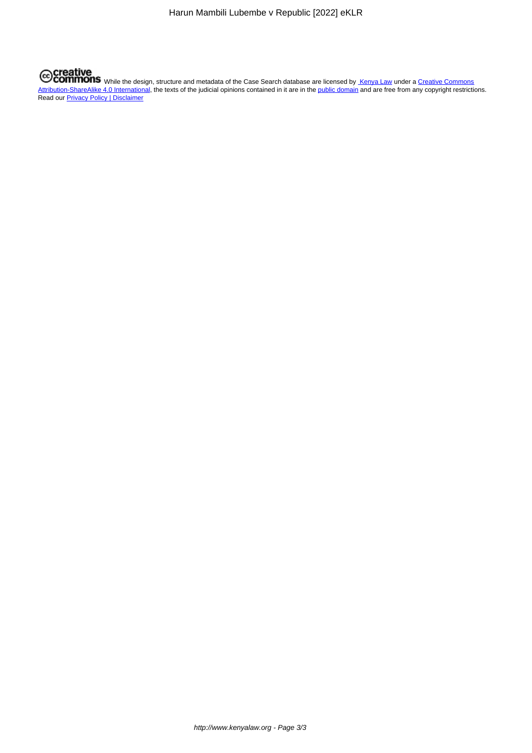While the design, structure and metadata of the Case Search database are licensed by Kenya Law under a Creative Commons Attribution-ShareAlike 4.0 International, the texts of the judicial opinions contained in it are in the public domain and are free from any copyright restrictions. Read our Privacy Policy | Disclaimer